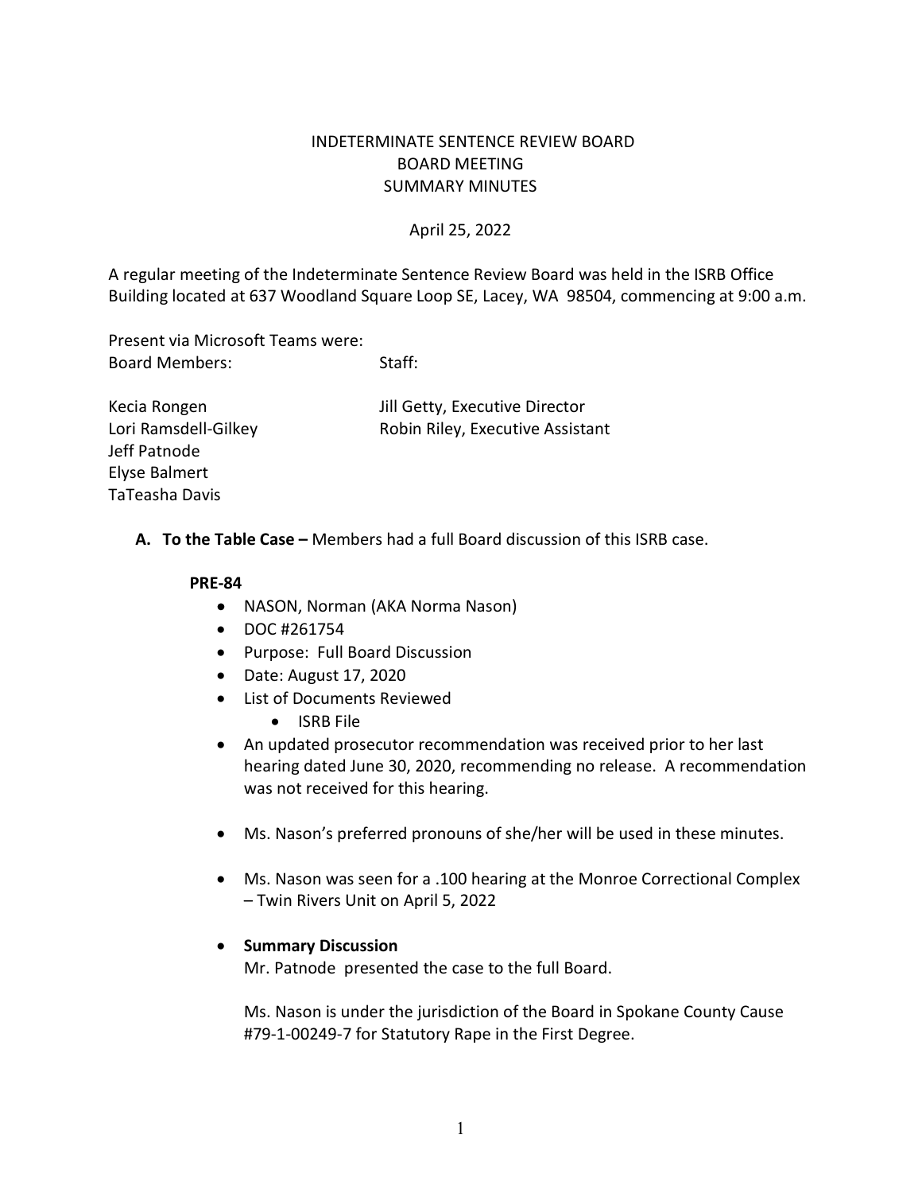# INDETERMINATE SENTENCE REVIEW BOARD
## BOARD MEETING
## SUMMARY MINUTES

April 25, 2022

A regular meeting of the Indeterminate Sentence Review Board was held in the ISRB Office Building located at 637 Woodland Square Loop SE, Lacey, WA 98504, commencing at 9:00 a.m.

Present via Microsoft Teams were:

| Board Members: | Staff: |
|---|---|
| Kecia Rongen | Jill Getty, Executive Director |
| Lori Ramsdell-Gilkey | Robin Riley, Executive Assistant |
| Jeff Patnode | |
| Elyse Balmert | |
| TaTeasha Davis | |

**A. To the Table Case –** Members had a full Board discussion of this ISRB case.

**PRE-84**

- NASON, Norman (AKA Norma Nason)
- DOC #261754
- Purpose: Full Board Discussion
- Date: August 17, 2020
- List of Documents Reviewed
  - ISRB File
- An updated prosecutor recommendation was received prior to her last hearing dated June 30, 2020, recommending no release. A recommendation was not received for this hearing.
- Ms. Nason's preferred pronouns of she/her will be used in these minutes.
- Ms. Nason was seen for a .100 hearing at the Monroe Correctional Complex – Twin Rivers Unit on April 5, 2022
- **Summary Discussion**

  Mr. Patnode presented the case to the full Board.

  Ms. Nason is under the jurisdiction of the Board in Spokane County Cause #79-1-00249-7 for Statutory Rape in the First Degree.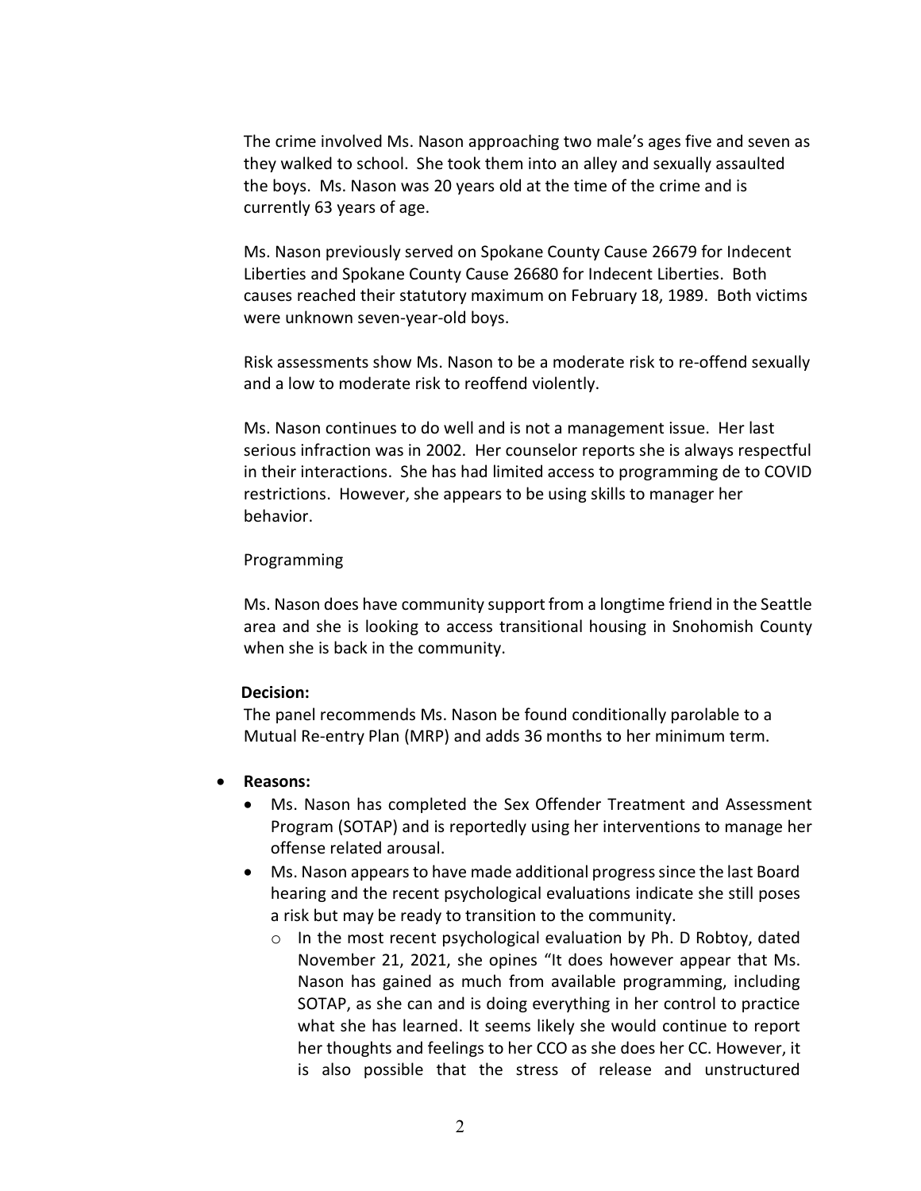The crime involved Ms. Nason approaching two male's ages five and seven as they walked to school. She took them into an alley and sexually assaulted the boys. Ms. Nason was 20 years old at the time of the crime and is currently 63 years of age.

Ms. Nason previously served on Spokane County Cause 26679 for Indecent Liberties and Spokane County Cause 26680 for Indecent Liberties. Both causes reached their statutory maximum on February 18, 1989. Both victims were unknown seven-year-old boys.

Risk assessments show Ms. Nason to be a moderate risk to re-offend sexually and a low to moderate risk to reoffend violently.

Ms. Nason continues to do well and is not a management issue. Her last serious infraction was in 2002. Her counselor reports she is always respectful in their interactions. She has had limited access to programming de to COVID restrictions. However, she appears to be using skills to manager her behavior.

Programming

Ms. Nason does have community support from a longtime friend in the Seattle area and she is looking to access transitional housing in Snohomish County when she is back in the community.

**Decision:**

The panel recommends Ms. Nason be found conditionally parolable to a Mutual Re-entry Plan (MRP) and adds 36 months to her minimum term.

- **Reasons:**
  - Ms. Nason has completed the Sex Offender Treatment and Assessment Program (SOTAP) and is reportedly using her interventions to manage her offense related arousal.
  - Ms. Nason appears to have made additional progress since the last Board hearing and the recent psychological evaluations indicate she still poses a risk but may be ready to transition to the community.
    - In the most recent psychological evaluation by Ph. D Robtoy, dated November 21, 2021, she opines "It does however appear that Ms. Nason has gained as much from available programming, including SOTAP, as she can and is doing everything in her control to practice what she has learned. It seems likely she would continue to report her thoughts and feelings to her CCO as she does her CC. However, it is also possible that the stress of release and unstructured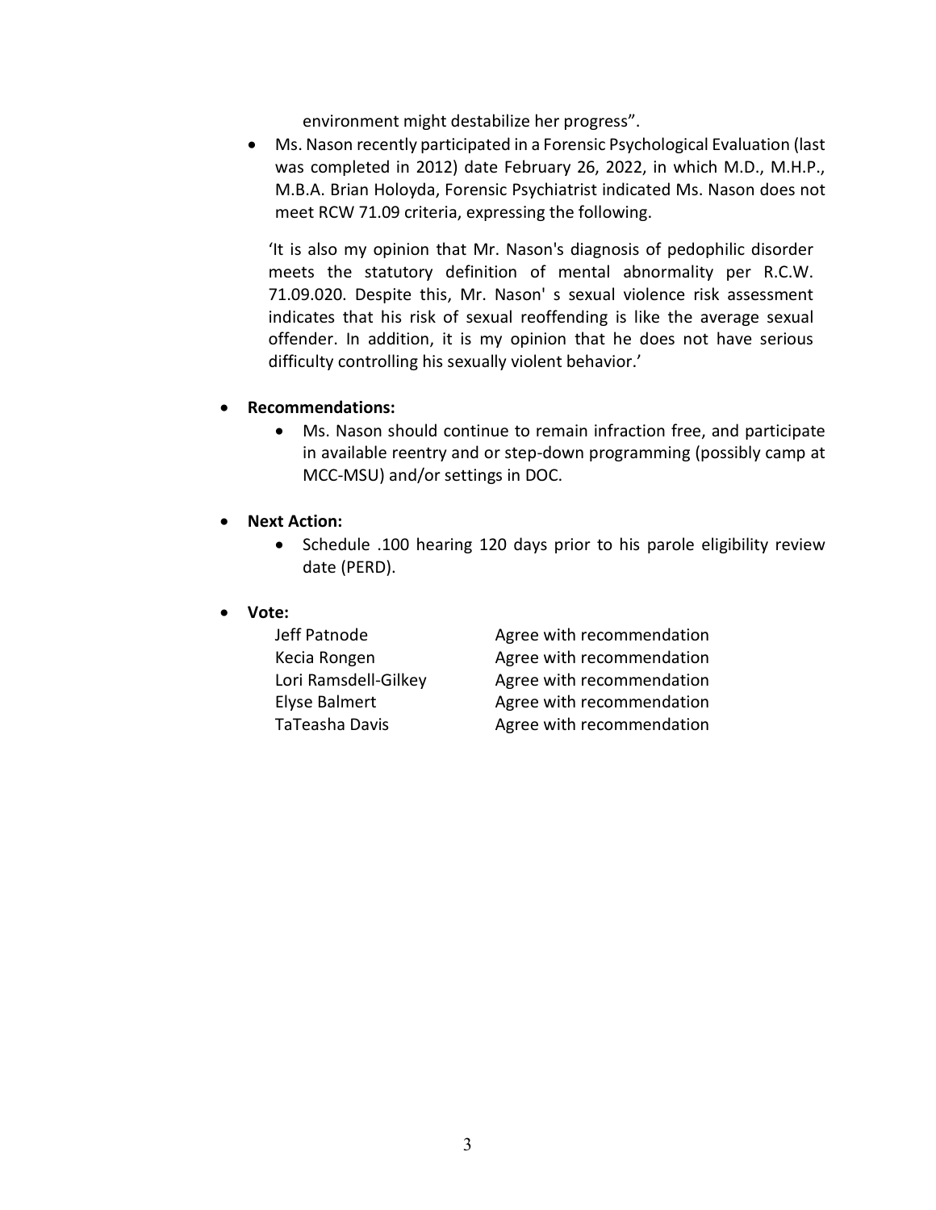environment might destabilize her progress".

- Ms. Nason recently participated in a Forensic Psychological Evaluation (last was completed in 2012) date February 26, 2022, in which M.D., M.H.P., M.B.A. Brian Holoyda, Forensic Psychiatrist indicated Ms. Nason does not meet RCW 71.09 criteria, expressing the following.

  'It is also my opinion that Mr. Nason's diagnosis of pedophilic disorder meets the statutory definition of mental abnormality per R.C.W. 71.09.020. Despite this, Mr. Nason' s sexual violence risk assessment indicates that his risk of sexual reoffending is like the average sexual offender. In addition, it is my opinion that he does not have serious difficulty controlling his sexually violent behavior.'

- **Recommendations:**
  - Ms. Nason should continue to remain infraction free, and participate in available reentry and or step-down programming (possibly camp at MCC-MSU) and/or settings in DOC.

- **Next Action:**
  - Schedule .100 hearing 120 days prior to his parole eligibility review date (PERD).

- **Vote:**

| | |
|---|---|
| Jeff Patnode | Agree with recommendation |
| Kecia Rongen | Agree with recommendation |
| Lori Ramsdell-Gilkey | Agree with recommendation |
| Elyse Balmert | Agree with recommendation |
| TaTeasha Davis | Agree with recommendation |